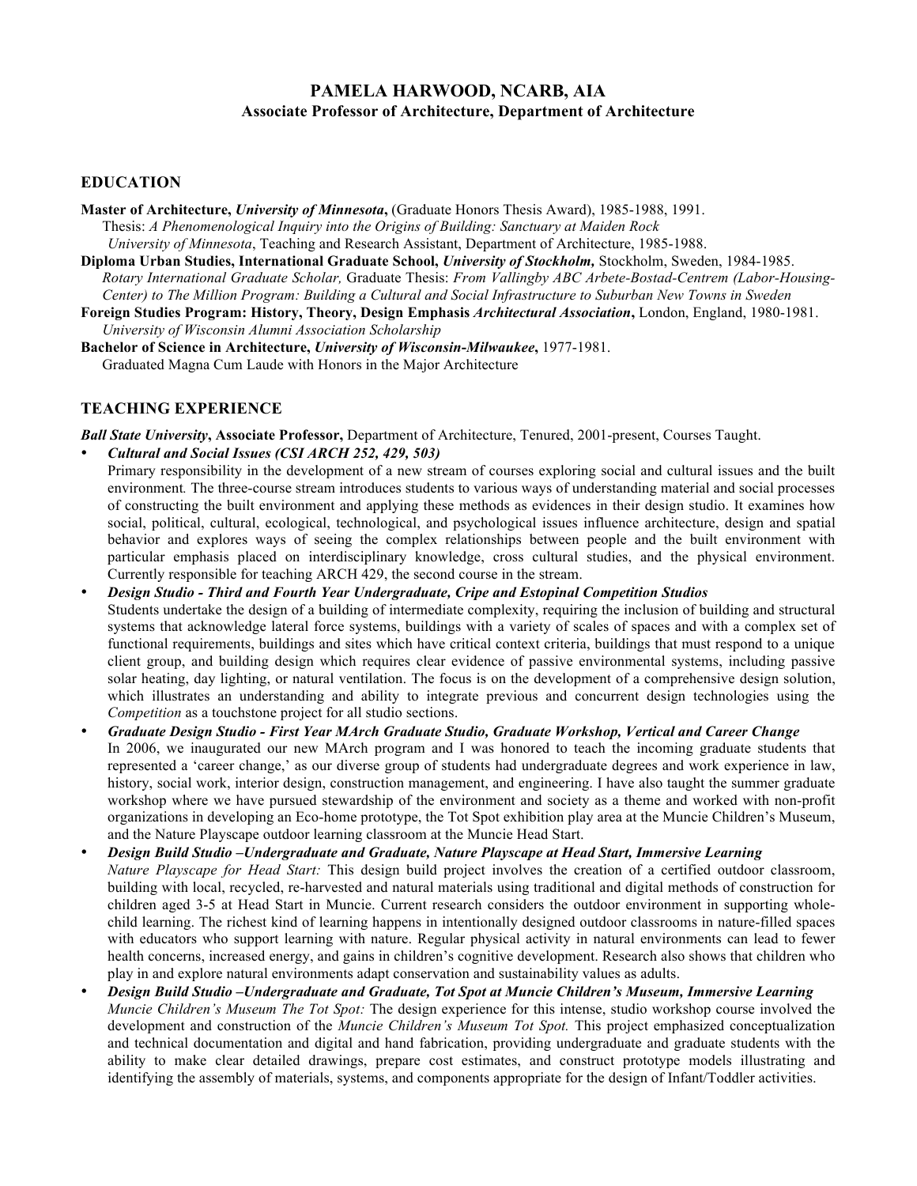# PAMELA HARWOOD, NCARB, AIA

**Associate Professor of Architecture, Department of Architecture**

## EDUCATION

**Master of Architecture, *University of Minnesota*,** (Graduate Honors Thesis Award), 1985-1988, 1991.
Thesis: *A Phenomenological Inquiry into the Origins of Building: Sanctuary at Maiden Rock*
*University of Minnesota*, Teaching and Research Assistant, Department of Architecture, 1985-1988.

**Diploma Urban Studies, International Graduate School, *University of Stockholm,*** Stockholm, Sweden, 1984-1985.
*Rotary International Graduate Scholar,* Graduate Thesis: *From Vallingby ABC Arbete-Bostad-Centrem (Labor-Housing-Center) to The Million Program: Building a Cultural and Social Infrastructure to Suburban New Towns in Sweden*

**Foreign Studies Program: History, Theory, Design Emphasis *Architectural Association*,** London, England, 1980-1981.
*University of Wisconsin Alumni Association Scholarship*

**Bachelor of Science in Architecture, *University of Wisconsin-Milwaukee*,** 1977-1981.
Graduated Magna Cum Laude with Honors in the Major Architecture

## TEACHING EXPERIENCE

***Ball State University*, Associate Professor,** Department of Architecture, Tenured, 2001-present, Courses Taught.

- ***Cultural and Social Issues (CSI ARCH 252, 429, 503)***
  Primary responsibility in the development of a new stream of courses exploring social and cultural issues and the built environment*.* The three-course stream introduces students to various ways of understanding material and social processes of constructing the built environment and applying these methods as evidences in their design studio. It examines how social, political, cultural, ecological, technological, and psychological issues influence architecture, design and spatial behavior and explores ways of seeing the complex relationships between people and the built environment with particular emphasis placed on interdisciplinary knowledge, cross cultural studies, and the physical environment. Currently responsible for teaching ARCH 429, the second course in the stream.
- ***Design Studio - Third and Fourth Year Undergraduate, Cripe and Estopinal Competition Studios***
  Students undertake the design of a building of intermediate complexity, requiring the inclusion of building and structural systems that acknowledge lateral force systems, buildings with a variety of scales of spaces and with a complex set of functional requirements, buildings and sites which have critical context criteria, buildings that must respond to a unique client group, and building design which requires clear evidence of passive environmental systems, including passive solar heating, day lighting, or natural ventilation. The focus is on the development of a comprehensive design solution, which illustrates an understanding and ability to integrate previous and concurrent design technologies using the *Competition* as a touchstone project for all studio sections.
- ***Graduate Design Studio - First Year MArch Graduate Studio, Graduate Workshop, Vertical and Career Change***
  In 2006, we inaugurated our new MArch program and I was honored to teach the incoming graduate students that represented a 'career change,' as our diverse group of students had undergraduate degrees and work experience in law, history, social work, interior design, construction management, and engineering. I have also taught the summer graduate workshop where we have pursued stewardship of the environment and society as a theme and worked with non-profit organizations in developing an Eco-home prototype, the Tot Spot exhibition play area at the Muncie Children's Museum, and the Nature Playscape outdoor learning classroom at the Muncie Head Start.
- ***Design Build Studio –Undergraduate and Graduate, Nature Playscape at Head Start, Immersive Learning***
  *Nature Playscape for Head Start:* This design build project involves the creation of a certified outdoor classroom, building with local, recycled, re-harvested and natural materials using traditional and digital methods of construction for children aged 3-5 at Head Start in Muncie. Current research considers the outdoor environment in supporting whole-child learning. The richest kind of learning happens in intentionally designed outdoor classrooms in nature-filled spaces with educators who support learning with nature. Regular physical activity in natural environments can lead to fewer health concerns, increased energy, and gains in children's cognitive development. Research also shows that children who play in and explore natural environments adapt conservation and sustainability values as adults.
- ***Design Build Studio –Undergraduate and Graduate, Tot Spot at Muncie Children's Museum, Immersive Learning***
  *Muncie Children's Museum The Tot Spot:* The design experience for this intense, studio workshop course involved the development and construction of the *Muncie Children's Museum Tot Spot.* This project emphasized conceptualization and technical documentation and digital and hand fabrication, providing undergraduate and graduate students with the ability to make clear detailed drawings, prepare cost estimates, and construct prototype models illustrating and identifying the assembly of materials, systems, and components appropriate for the design of Infant/Toddler activities.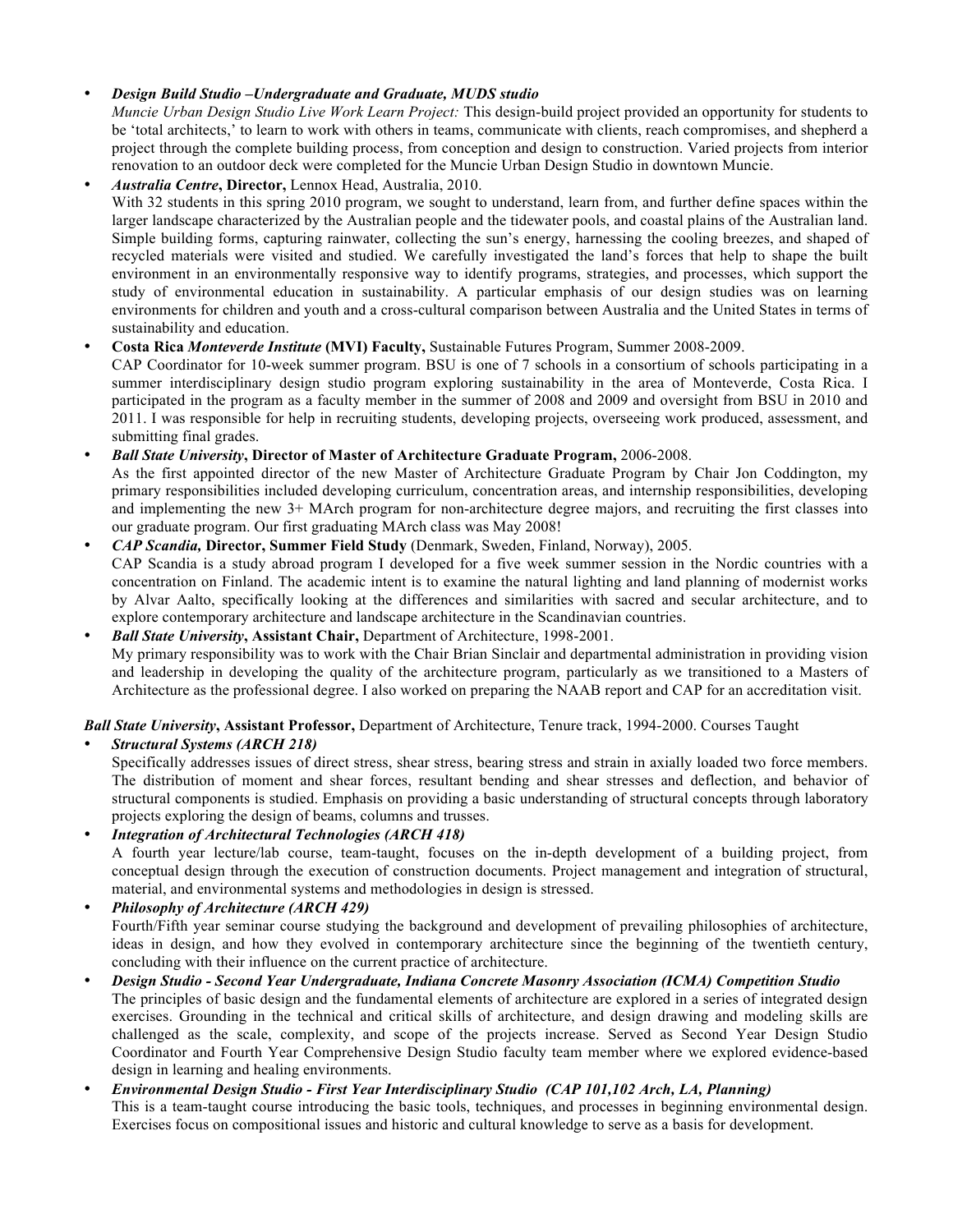- ***Design Build Studio –Undergraduate and Graduate, MUDS studio***
  *Muncie Urban Design Studio Live Work Learn Project:* This design-build project provided an opportunity for students to be 'total architects,' to learn to work with others in teams, communicate with clients, reach compromises, and shepherd a project through the complete building process, from conception and design to construction. Varied projects from interior renovation to an outdoor deck were completed for the Muncie Urban Design Studio in downtown Muncie.
- ***Australia Centre*, Director,** Lennox Head, Australia, 2010.
  With 32 students in this spring 2010 program, we sought to understand, learn from, and further define spaces within the larger landscape characterized by the Australian people and the tidewater pools, and coastal plains of the Australian land. Simple building forms, capturing rainwater, collecting the sun's energy, harnessing the cooling breezes, and shaped of recycled materials were visited and studied. We carefully investigated the land's forces that help to shape the built environment in an environmentally responsive way to identify programs, strategies, and processes, which support the study of environmental education in sustainability. A particular emphasis of our design studies was on learning environments for children and youth and a cross-cultural comparison between Australia and the United States in terms of sustainability and education.
- **Costa Rica *Monteverde Institute* (MVI) Faculty,** Sustainable Futures Program, Summer 2008-2009.
  CAP Coordinator for 10-week summer program. BSU is one of 7 schools in a consortium of schools participating in a summer interdisciplinary design studio program exploring sustainability in the area of Monteverde, Costa Rica. I participated in the program as a faculty member in the summer of 2008 and 2009 and oversight from BSU in 2010 and 2011. I was responsible for help in recruiting students, developing projects, overseeing work produced, assessment, and submitting final grades.
- ***Ball State University*, Director of Master of Architecture Graduate Program,** 2006-2008.
  As the first appointed director of the new Master of Architecture Graduate Program by Chair Jon Coddington, my primary responsibilities included developing curriculum, concentration areas, and internship responsibilities, developing and implementing the new 3+ MArch program for non-architecture degree majors, and recruiting the first classes into our graduate program. Our first graduating MArch class was May 2008!
- ***CAP Scandia,* Director, Summer Field Study** (Denmark, Sweden, Finland, Norway), 2005.
  CAP Scandia is a study abroad program I developed for a five week summer session in the Nordic countries with a concentration on Finland. The academic intent is to examine the natural lighting and land planning of modernist works by Alvar Aalto, specifically looking at the differences and similarities with sacred and secular architecture, and to explore contemporary architecture and landscape architecture in the Scandinavian countries.
- ***Ball State University*, Assistant Chair,** Department of Architecture, 1998-2001.
  My primary responsibility was to work with the Chair Brian Sinclair and departmental administration in providing vision and leadership in developing the quality of the architecture program, particularly as we transitioned to a Masters of Architecture as the professional degree. I also worked on preparing the NAAB report and CAP for an accreditation visit.

***Ball State University*, Assistant Professor,** Department of Architecture, Tenure track, 1994-2000. Courses Taught

- ***Structural Systems (ARCH 218)***
  Specifically addresses issues of direct stress, shear stress, bearing stress and strain in axially loaded two force members. The distribution of moment and shear forces, resultant bending and shear stresses and deflection, and behavior of structural components is studied. Emphasis on providing a basic understanding of structural concepts through laboratory projects exploring the design of beams, columns and trusses.
- ***Integration of Architectural Technologies (ARCH 418)***
  A fourth year lecture/lab course, team-taught, focuses on the in-depth development of a building project, from conceptual design through the execution of construction documents. Project management and integration of structural, material, and environmental systems and methodologies in design is stressed.
- ***Philosophy of Architecture (ARCH 429)***
  Fourth/Fifth year seminar course studying the background and development of prevailing philosophies of architecture, ideas in design, and how they evolved in contemporary architecture since the beginning of the twentieth century, concluding with their influence on the current practice of architecture.
- ***Design Studio - Second Year Undergraduate, Indiana Concrete Masonry Association (ICMA) Competition Studio***
  The principles of basic design and the fundamental elements of architecture are explored in a series of integrated design exercises. Grounding in the technical and critical skills of architecture, and design drawing and modeling skills are challenged as the scale, complexity, and scope of the projects increase. Served as Second Year Design Studio Coordinator and Fourth Year Comprehensive Design Studio faculty team member where we explored evidence-based design in learning and healing environments.
- ***Environmental Design Studio - First Year Interdisciplinary Studio (CAP 101,102 Arch, LA, Planning)***
  This is a team-taught course introducing the basic tools, techniques, and processes in beginning environmental design. Exercises focus on compositional issues and historic and cultural knowledge to serve as a basis for development.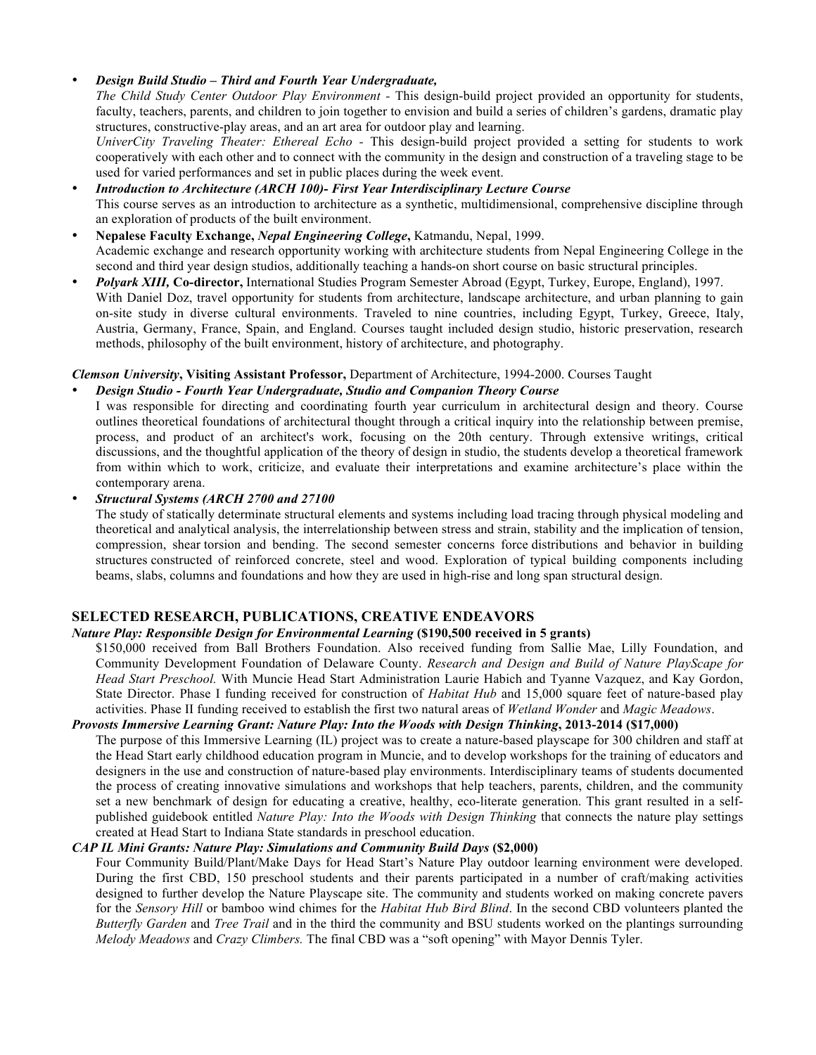- ***Design Build Studio – Third and Fourth Year Undergraduate,***
  *The Child Study Center Outdoor Play Environment -* This design-build project provided an opportunity for students, faculty, teachers, parents, and children to join together to envision and build a series of children's gardens, dramatic play structures, constructive-play areas, and an art area for outdoor play and learning.
  *UniverCity Traveling Theater: Ethereal Echo -* This design-build project provided a setting for students to work cooperatively with each other and to connect with the community in the design and construction of a traveling stage to be used for varied performances and set in public places during the week event.
- ***Introduction to Architecture (ARCH 100)- First Year Interdisciplinary Lecture Course***
  This course serves as an introduction to architecture as a synthetic, multidimensional, comprehensive discipline through an exploration of products of the built environment.
- **Nepalese Faculty Exchange, *Nepal Engineering College*,** Katmandu, Nepal, 1999.
  Academic exchange and research opportunity working with architecture students from Nepal Engineering College in the second and third year design studios, additionally teaching a hands-on short course on basic structural principles.
- ***Polyark XIII,* Co-director,** International Studies Program Semester Abroad (Egypt, Turkey, Europe, England), 1997.
  With Daniel Doz, travel opportunity for students from architecture, landscape architecture, and urban planning to gain on-site study in diverse cultural environments. Traveled to nine countries, including Egypt, Turkey, Greece, Italy, Austria, Germany, France, Spain, and England. Courses taught included design studio, historic preservation, research methods, philosophy of the built environment, history of architecture, and photography.

***Clemson University*, Visiting Assistant Professor,** Department of Architecture, 1994-2000. Courses Taught

- ***Design Studio - Fourth Year Undergraduate, Studio and Companion Theory Course***
  I was responsible for directing and coordinating fourth year curriculum in architectural design and theory. Course outlines theoretical foundations of architectural thought through a critical inquiry into the relationship between premise, process, and product of an architect's work, focusing on the 20th century. Through extensive writings, critical discussions, and the thoughtful application of the theory of design in studio, the students develop a theoretical framework from within which to work, criticize, and evaluate their interpretations and examine architecture's place within the contemporary arena.
- ***Structural Systems (ARCH 2700 and 27100***
  The study of statically determinate structural elements and systems including load tracing through physical modeling and theoretical and analytical analysis, the interrelationship between stress and strain, stability and the implication of tension, compression, shear torsion and bending. The second semester concerns force distributions and behavior in building structures constructed of reinforced concrete, steel and wood. Exploration of typical building components including beams, slabs, columns and foundations and how they are used in high-rise and long span structural design.

## SELECTED RESEARCH, PUBLICATIONS, CREATIVE ENDEAVORS

***Nature Play: Responsible Design for Environmental Learning* ($190,500 received in 5 grants)**

$150,000 received from Ball Brothers Foundation. Also received funding from Sallie Mae, Lilly Foundation, and Community Development Foundation of Delaware County. *Research and Design and Build of Nature PlayScape for Head Start Preschool.* With Muncie Head Start Administration Laurie Habich and Tyanne Vazquez, and Kay Gordon, State Director. Phase I funding received for construction of *Habitat Hub* and 15,000 square feet of nature-based play activities. Phase II funding received to establish the first two natural areas of *Wetland Wonder* and *Magic Meadows*.

***Provosts Immersive Learning Grant: Nature Play: Into the Woods with Design Thinking*, 2013-2014 ($17,000)**

The purpose of this Immersive Learning (IL) project was to create a nature-based playscape for 300 children and staff at the Head Start early childhood education program in Muncie, and to develop workshops for the training of educators and designers in the use and construction of nature-based play environments. Interdisciplinary teams of students documented the process of creating innovative simulations and workshops that help teachers, parents, children, and the community set a new benchmark of design for educating a creative, healthy, eco-literate generation. This grant resulted in a self-published guidebook entitled *Nature Play: Into the Woods with Design Thinking* that connects the nature play settings created at Head Start to Indiana State standards in preschool education.

***CAP IL Mini Grants: Nature Play: Simulations and Community Build Days* ($2,000)**

Four Community Build/Plant/Make Days for Head Start's Nature Play outdoor learning environment were developed. During the first CBD, 150 preschool students and their parents participated in a number of craft/making activities designed to further develop the Nature Playscape site. The community and students worked on making concrete pavers for the *Sensory Hill* or bamboo wind chimes for the *Habitat Hub Bird Blind*. In the second CBD volunteers planted the *Butterfly Garden* and *Tree Trail* and in the third the community and BSU students worked on the plantings surrounding *Melody Meadows* and *Crazy Climbers.* The final CBD was a "soft opening" with Mayor Dennis Tyler.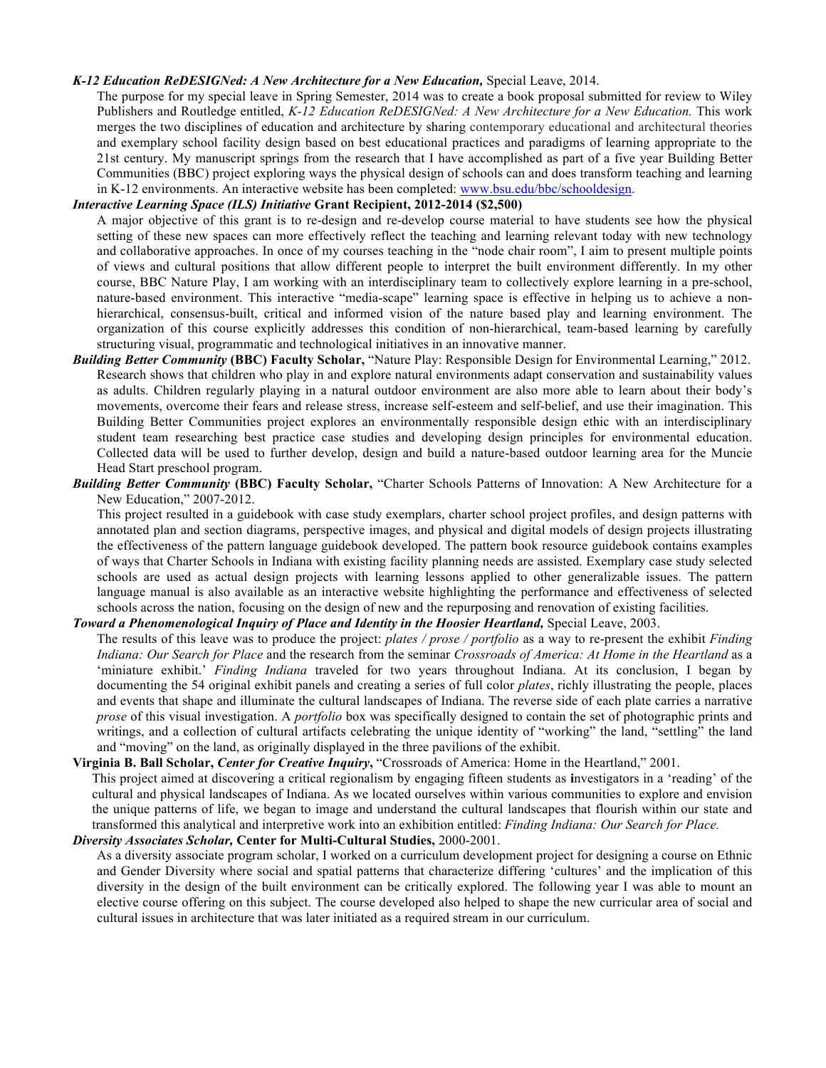***K-12 Education ReDESIGNed: A New Architecture for a New Education,*** Special Leave, 2014.

The purpose for my special leave in Spring Semester, 2014 was to create a book proposal submitted for review to Wiley Publishers and Routledge entitled, *K-12 Education ReDESIGNed: A New Architecture for a New Education.* This work merges the two disciplines of education and architecture by sharing contemporary educational and architectural theories and exemplary school facility design based on best educational practices and paradigms of learning appropriate to the 21st century. My manuscript springs from the research that I have accomplished as part of a five year Building Better Communities (BBC) project exploring ways the physical design of schools can and does transform teaching and learning in K-12 environments. An interactive website has been completed: www.bsu.edu/bbc/schooldesign.

***Interactive Learning Space (ILS) Initiative*** **Grant Recipient, 2012-2014 ($2,500)**

A major objective of this grant is to re-design and re-develop course material to have students see how the physical setting of these new spaces can more effectively reflect the teaching and learning relevant today with new technology and collaborative approaches. In once of my courses teaching in the "node chair room", I aim to present multiple points of views and cultural positions that allow different people to interpret the built environment differently. In my other course, BBC Nature Play, I am working with an interdisciplinary team to collectively explore learning in a pre-school, nature-based environment. This interactive "media-scape" learning space is effective in helping us to achieve a non-hierarchical, consensus-built, critical and informed vision of the nature based play and learning environment. The organization of this course explicitly addresses this condition of non-hierarchical, team-based learning by carefully structuring visual, programmatic and technological initiatives in an innovative manner.

***Building Better Community*** **(BBC) Faculty Scholar,** "Nature Play: Responsible Design for Environmental Learning," 2012.

Research shows that children who play in and explore natural environments adapt conservation and sustainability values as adults. Children regularly playing in a natural outdoor environment are also more able to learn about their body's movements, overcome their fears and release stress, increase self-esteem and self-belief, and use their imagination. This Building Better Communities project explores an environmentally responsible design ethic with an interdisciplinary student team researching best practice case studies and developing design principles for environmental education. Collected data will be used to further develop, design and build a nature-based outdoor learning area for the Muncie Head Start preschool program.

***Building Better Community*** **(BBC) Faculty Scholar,** "Charter Schools Patterns of Innovation: A New Architecture for a New Education," 2007-2012.

This project resulted in a guidebook with case study exemplars, charter school project profiles, and design patterns with annotated plan and section diagrams, perspective images, and physical and digital models of design projects illustrating the effectiveness of the pattern language guidebook developed. The pattern book resource guidebook contains examples of ways that Charter Schools in Indiana with existing facility planning needs are assisted. Exemplary case study selected schools are used as actual design projects with learning lessons applied to other generalizable issues. The pattern language manual is also available as an interactive website highlighting the performance and effectiveness of selected schools across the nation, focusing on the design of new and the repurposing and renovation of existing facilities.

***Toward a Phenomenological Inquiry of Place and Identity in the Hoosier Heartland,*** Special Leave, 2003.

The results of this leave was to produce the project: *plates / prose / portfolio* as a way to re-present the exhibit *Finding Indiana: Our Search for Place* and the research from the seminar *Crossroads of America: At Home in the Heartland* as a 'miniature exhibit.' *Finding Indiana* traveled for two years throughout Indiana. At its conclusion, I began by documenting the 54 original exhibit panels and creating a series of full color *plates*, richly illustrating the people, places and events that shape and illuminate the cultural landscapes of Indiana. The reverse side of each plate carries a narrative *prose* of this visual investigation. A *portfolio* box was specifically designed to contain the set of photographic prints and writings, and a collection of cultural artifacts celebrating the unique identity of "working" the land, "settling" the land and "moving" on the land, as originally displayed in the three pavilions of the exhibit.

**Virginia B. Ball Scholar, *Center for Creative Inquiry*,** "Crossroads of America: Home in the Heartland," 2001.

This project aimed at discovering a critical regionalism by engaging fifteen students as **i**nvestigators in a 'reading' of the cultural and physical landscapes of Indiana. As we located ourselves within various communities to explore and envision the unique patterns of life, we began to image and understand the cultural landscapes that flourish within our state and transformed this analytical and interpretive work into an exhibition entitled: *Finding Indiana: Our Search for Place.*

***Diversity Associates Scholar,*** **Center for Multi-Cultural Studies,** 2000-2001.

As a diversity associate program scholar, I worked on a curriculum development project for designing a course on Ethnic and Gender Diversity where social and spatial patterns that characterize differing 'cultures' and the implication of this diversity in the design of the built environment can be critically explored. The following year I was able to mount an elective course offering on this subject. The course developed also helped to shape the new curricular area of social and cultural issues in architecture that was later initiated as a required stream in our curriculum.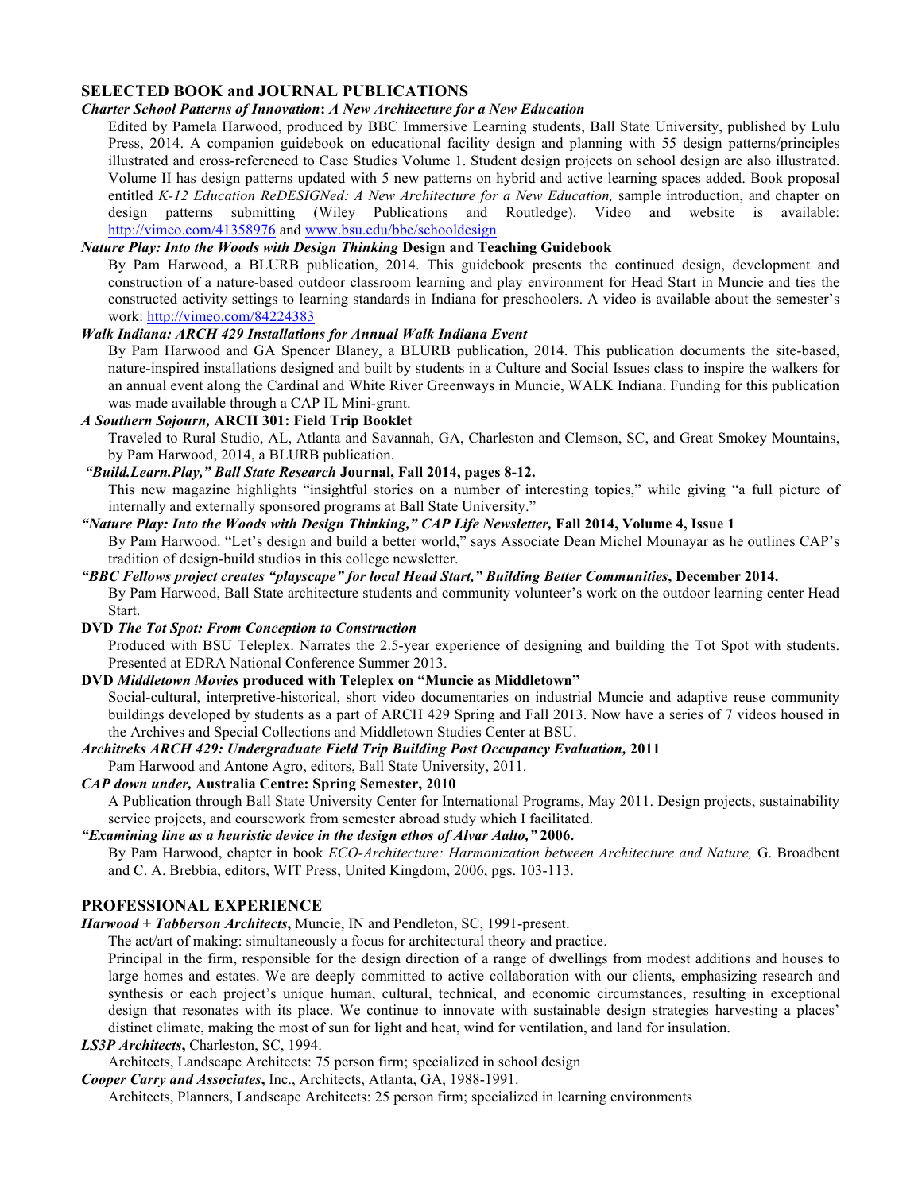## SELECTED BOOK and JOURNAL PUBLICATIONS

***Charter School Patterns of Innovation*: *A New Architecture for a New Education***

Edited by Pamela Harwood, produced by BBC Immersive Learning students, Ball State University, published by Lulu Press, 2014. A companion guidebook on educational facility design and planning with 55 design patterns/principles illustrated and cross-referenced to Case Studies Volume 1. Student design projects on school design are also illustrated. Volume II has design patterns updated with 5 new patterns on hybrid and active learning spaces added. Book proposal entitled *K-12 Education ReDESIGNed: A New Architecture for a New Education,* sample introduction, and chapter on design patterns submitting (Wiley Publications and Routledge). Video and website is available: http://vimeo.com/41358976 and www.bsu.edu/bbc/schooldesign

***Nature Play: Into the Woods with Design Thinking* Design and Teaching Guidebook**

By Pam Harwood, a BLURB publication, 2014. This guidebook presents the continued design, development and construction of a nature-based outdoor classroom learning and play environment for Head Start in Muncie and ties the constructed activity settings to learning standards in Indiana for preschoolers. A video is available about the semester's work: http://vimeo.com/84224383

***Walk Indiana: ARCH 429 Installations for Annual Walk Indiana Event***

By Pam Harwood and GA Spencer Blaney, a BLURB publication, 2014. This publication documents the site-based, nature-inspired installations designed and built by students in a Culture and Social Issues class to inspire the walkers for an annual event along the Cardinal and White River Greenways in Muncie, WALK Indiana. Funding for this publication was made available through a CAP IL Mini-grant.

***A Southern Sojourn,* ARCH 301: Field Trip Booklet**

Traveled to Rural Studio, AL, Atlanta and Savannah, GA, Charleston and Clemson, SC, and Great Smokey Mountains, by Pam Harwood, 2014, a BLURB publication.

***"Build.Learn.Play," Ball State Research* Journal, Fall 2014, pages 8-12.**

This new magazine highlights "insightful stories on a number of interesting topics," while giving "a full picture of internally and externally sponsored programs at Ball State University."

***"Nature Play: Into the Woods with Design Thinking," CAP Life Newsletter,* Fall 2014, Volume 4, Issue 1**

By Pam Harwood. "Let's design and build a better world," says Associate Dean Michel Mounayar as he outlines CAP's tradition of design-build studios in this college newsletter.

***"BBC Fellows project creates "playscape" for local Head Start," Building Better Communities*, December 2014.**

By Pam Harwood, Ball State architecture students and community volunteer's work on the outdoor learning center Head Start.

**DVD *The Tot Spot: From Conception to Construction***

Produced with BSU Teleplex. Narrates the 2.5-year experience of designing and building the Tot Spot with students. Presented at EDRA National Conference Summer 2013.

**DVD *Middletown Movies* produced with Teleplex on "Muncie as Middletown"**

Social-cultural, interpretive-historical, short video documentaries on industrial Muncie and adaptive reuse community buildings developed by students as a part of ARCH 429 Spring and Fall 2013. Now have a series of 7 videos housed in the Archives and Special Collections and Middletown Studies Center at BSU.

***Architreks ARCH 429: Undergraduate Field Trip Building Post Occupancy Evaluation,* 2011**

Pam Harwood and Antone Agro, editors, Ball State University, 2011.

***CAP down under,* Australia Centre: Spring Semester, 2010**

A Publication through Ball State University Center for International Programs, May 2011. Design projects, sustainability service projects, and coursework from semester abroad study which I facilitated.

***"Examining line as a heuristic device in the design ethos of Alvar Aalto,"* 2006.**

By Pam Harwood, chapter in book *ECO-Architecture: Harmonization between Architecture and Nature,* G. Broadbent and C. A. Brebbia, editors, WIT Press, United Kingdom, 2006, pgs. 103-113.

## PROFESSIONAL EXPERIENCE

***Harwood + Tabberson Architects*, Muncie, IN and Pendleton, SC, 1991-present.**

The act/art of making: simultaneously a focus for architectural theory and practice.

Principal in the firm, responsible for the design direction of a range of dwellings from modest additions and houses to large homes and estates. We are deeply committed to active collaboration with our clients, emphasizing research and synthesis or each project's unique human, cultural, technical, and economic circumstances, resulting in exceptional design that resonates with its place. We continue to innovate with sustainable design strategies harvesting a places' distinct climate, making the most of sun for light and heat, wind for ventilation, and land for insulation.

***LS3P Architects*, Charleston, SC, 1994.**

Architects, Landscape Architects: 75 person firm; specialized in school design

***Cooper Carry and Associates*, Inc., Architects, Atlanta, GA, 1988-1991.**

Architects, Planners, Landscape Architects: 25 person firm; specialized in learning environments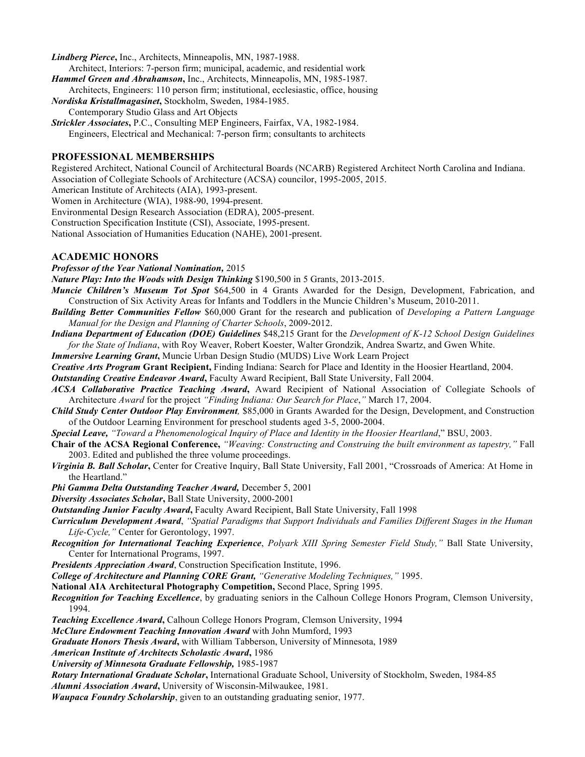***Lindberg Pierce*, Inc.**, Architects, Minneapolis, MN, 1987-1988.
Architect, Interiors: 7-person firm; municipal, academic, and residential work

***Hammel Green and Abrahamson*, Inc.**, Architects, Minneapolis, MN, 1985-1987.
Architects, Engineers: 110 person firm; institutional, ecclesiastic, office, housing

***Nordiska Kristallmagasinet***, Stockholm, Sweden, 1984-1985.
Contemporary Studio Glass and Art Objects

***Strickler Associates*, P.C.**, Consulting MEP Engineers, Fairfax, VA, 1982-1984.
Engineers, Electrical and Mechanical: 7-person firm; consultants to architects

## PROFESSIONAL MEMBERSHIPS

Registered Architect, National Council of Architectural Boards (NCARB) Registered Architect North Carolina and Indiana.
Association of Collegiate Schools of Architecture (ACSA) councilor, 1995-2005, 2015.
American Institute of Architects (AIA), 1993-present.
Women in Architecture (WIA), 1988-90, 1994-present.
Environmental Design Research Association (EDRA), 2005-present.
Construction Specification Institute (CSI), Associate, 1995-present.
National Association of Humanities Education (NAHE), 2001-present.

## ACADEMIC HONORS

***Professor of the Year National Nomination*,** 2015

***Nature Play: Into the Woods with Design Thinking*** $190,500 in 5 Grants, 2013-2015.

***Muncie Children's Museum Tot Spot*** $64,500 in 4 Grants Awarded for the Design, Development, Fabrication, and Construction of Six Activity Areas for Infants and Toddlers in the Muncie Children's Museum, 2010-2011.

***Building Better Communities Fellow*** $60,000 Grant for the research and publication of *Developing a Pattern Language Manual for the Design and Planning of Charter Schools*, 2009-2012.

***Indiana Department of Education (DOE) Guidelines*** $48,215 Grant for the *Development of K-12 School Design Guidelines for the State of Indiana*, with Roy Weaver, Robert Koester, Walter Grondzik, Andrea Swartz, and Gwen White.

***Immersive Learning Grant*,** Muncie Urban Design Studio (MUDS) Live Work Learn Project

***Creative Arts Program* Grant Recipient,** Finding Indiana: Search for Place and Identity in the Hoosier Heartland, 2004.

***Outstanding Creative Endeavor Award*,** Faculty Award Recipient, Ball State University, Fall 2004.

***ACSA Collaborative Practice Teaching Award*,** Award Recipient of National Association of Collegiate Schools of Architecture *Award* for the project *"Finding Indiana: Our Search for Place*,*"* March 17, 2004.

***Child Study Center Outdoor Play Environment*,** $85,000 in Grants Awarded for the Design, Development, and Construction of the Outdoor Learning Environment for preschool students aged 3-5, 2000-2004.

***Special Leave*,** *"Toward a Phenomenological Inquiry of Place and Identity in the Hoosier Heartland*," BSU, 2003.

**Chair of the ACSA Regional Conference,** *"Weaving: Constructing and Construing the built environment as tapestry,"* Fall 2003. Edited and published the three volume proceedings.

***Virginia B. Ball Scholar*,** Center for Creative Inquiry, Ball State University, Fall 2001, "Crossroads of America: At Home in the Heartland."

***Phi Gamma Delta Outstanding Teacher Award*,** December 5, 2001

***Diversity Associates Scholar*,** Ball State University, 2000-2001

***Outstanding Junior Faculty Award*,** Faculty Award Recipient, Ball State University, Fall 1998

***Curriculum Development Award***, *"Spatial Paradigms that Support Individuals and Families Different Stages in the Human Life-Cycle,"* Center for Gerontology, 1997.

***Recognition for International Teaching Experience***, *Polyark XIII Spring Semester Field Study,"* Ball State University, Center for International Programs, 1997.

***Presidents Appreciation Award***, Construction Specification Institute, 1996.

***College of Architecture and Planning CORE Grant*,** *"Generative Modeling Techniques,"* 1995.

**National AIA Architectural Photography Competition,** Second Place, Spring 1995.

***Recognition for Teaching Excellence***, by graduating seniors in the Calhoun College Honors Program, Clemson University, 1994.

***Teaching Excellence Award*,** Calhoun College Honors Program, Clemson University, 1994

***McClure Endowment Teaching Innovation Award*** with John Mumford, 1993

***Graduate Honors Thesis Award*,** with William Tabberson, University of Minnesota, 1989

***American Institute of Architects Scholastic Award*,** 1986

***University of Minnesota Graduate Fellowship*,** 1985-1987

***Rotary International Graduate Scholar*,** International Graduate School, University of Stockholm, Sweden, 1984-85

***Alumni Association Award*,** University of Wisconsin-Milwaukee, 1981.

***Waupaca Foundry Scholarship***, given to an outstanding graduating senior, 1977.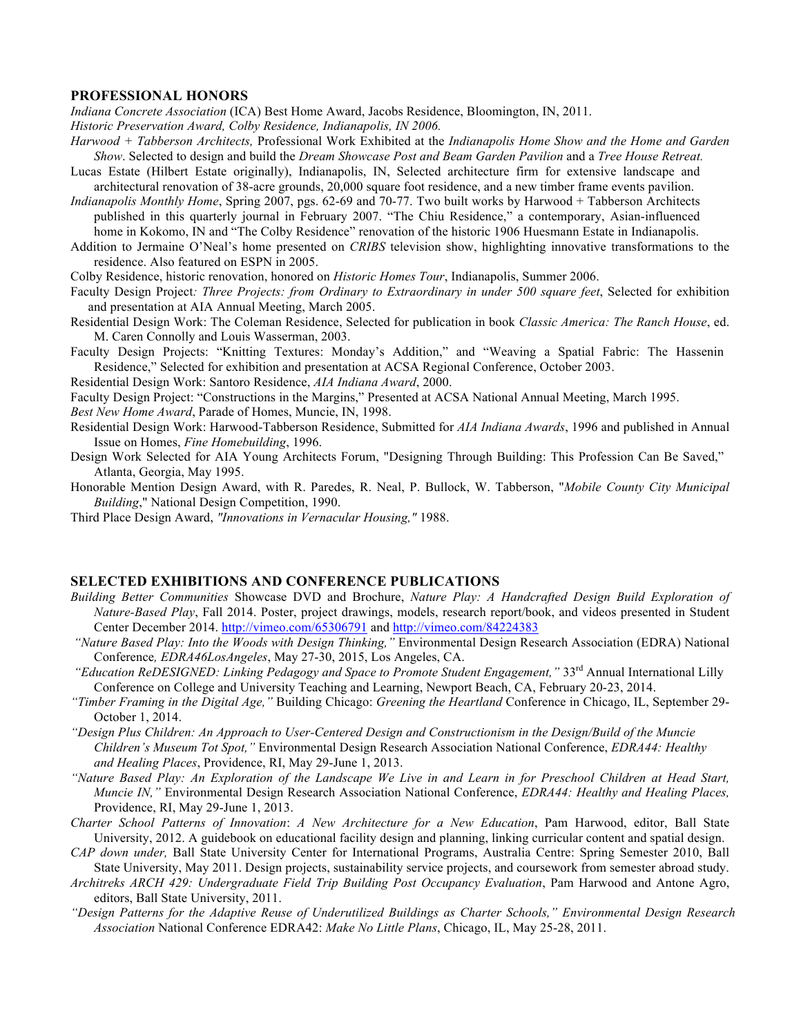## PROFESSIONAL HONORS

*Indiana Concrete Association* (ICA) Best Home Award, Jacobs Residence, Bloomington, IN, 2011.

*Historic Preservation Award, Colby Residence, Indianapolis, IN 2006.*

*Harwood + Tabberson Architects,* Professional Work Exhibited at the *Indianapolis Home Show and the Home and Garden Show*. Selected to design and build the *Dream Showcase Post and Beam Garden Pavilion* and a *Tree House Retreat.*

Lucas Estate (Hilbert Estate originally), Indianapolis, IN, Selected architecture firm for extensive landscape and architectural renovation of 38-acre grounds, 20,000 square foot residence, and a new timber frame events pavilion.

*Indianapolis Monthly Home*, Spring 2007, pgs. 62-69 and 70-77. Two built works by Harwood + Tabberson Architects published in this quarterly journal in February 2007. "The Chiu Residence," a contemporary, Asian-influenced home in Kokomo, IN and "The Colby Residence" renovation of the historic 1906 Huesmann Estate in Indianapolis.

Addition to Jermaine O'Neal's home presented on *CRIBS* television show, highlighting innovative transformations to the residence. Also featured on ESPN in 2005.

Colby Residence, historic renovation, honored on *Historic Homes Tour*, Indianapolis, Summer 2006.

Faculty Design Project*: Three Projects: from Ordinary to Extraordinary in under 500 square feet*, Selected for exhibition and presentation at AIA Annual Meeting, March 2005.

Residential Design Work: The Coleman Residence, Selected for publication in book *Classic America: The Ranch House*, ed. M. Caren Connolly and Louis Wasserman, 2003.

Faculty Design Projects: "Knitting Textures: Monday's Addition," and "Weaving a Spatial Fabric: The Hassenin Residence," Selected for exhibition and presentation at ACSA Regional Conference, October 2003.

Residential Design Work: Santoro Residence, *AIA Indiana Award*, 2000.

Faculty Design Project: "Constructions in the Margins," Presented at ACSA National Annual Meeting, March 1995.

*Best New Home Award*, Parade of Homes, Muncie, IN, 1998.

Residential Design Work: Harwood-Tabberson Residence, Submitted for *AIA Indiana Awards*, 1996 and published in Annual Issue on Homes, *Fine Homebuilding*, 1996.

Design Work Selected for AIA Young Architects Forum, "Designing Through Building: This Profession Can Be Saved," Atlanta, Georgia, May 1995.

Honorable Mention Design Award, with R. Paredes, R. Neal, P. Bullock, W. Tabberson, "*Mobile County City Municipal Building*," National Design Competition, 1990.

Third Place Design Award, *"Innovations in Vernacular Housing,"* 1988.

## SELECTED EXHIBITIONS AND CONFERENCE PUBLICATIONS

*Building Better Communities* Showcase DVD and Brochure, *Nature Play: A Handcrafted Design Build Exploration of Nature-Based Play*, Fall 2014. Poster, project drawings, models, research report/book, and videos presented in Student Center December 2014. http://vimeo.com/65306791 and http://vimeo.com/84224383

*"Nature Based Play: Into the Woods with Design Thinking,"* Environmental Design Research Association (EDRA) National Conference*, EDRA46LosAngeles*, May 27-30, 2015, Los Angeles, CA.

*"Education ReDESIGNED: Linking Pedagogy and Space to Promote Student Engagement,"* 33rd Annual International Lilly Conference on College and University Teaching and Learning, Newport Beach, CA, February 20-23, 2014.

*"Timber Framing in the Digital Age,"* Building Chicago: *Greening the Heartland* Conference in Chicago, IL, September 29-October 1, 2014.

*"Design Plus Children: An Approach to User-Centered Design and Constructionism in the Design/Build of the Muncie Children's Museum Tot Spot,"* Environmental Design Research Association National Conference, *EDRA44: Healthy and Healing Places*, Providence, RI, May 29-June 1, 2013.

*"Nature Based Play: An Exploration of the Landscape We Live in and Learn in for Preschool Children at Head Start, Muncie IN,"* Environmental Design Research Association National Conference, *EDRA44: Healthy and Healing Places,* Providence, RI, May 29-June 1, 2013.

*Charter School Patterns of Innovation*: *A New Architecture for a New Education*, Pam Harwood, editor, Ball State University, 2012. A guidebook on educational facility design and planning, linking curricular content and spatial design.

*CAP down under,* Ball State University Center for International Programs, Australia Centre: Spring Semester 2010, Ball State University, May 2011. Design projects, sustainability service projects, and coursework from semester abroad study.

*Architreks ARCH 429: Undergraduate Field Trip Building Post Occupancy Evaluation*, Pam Harwood and Antone Agro, editors, Ball State University, 2011.

*"Design Patterns for the Adaptive Reuse of Underutilized Buildings as Charter Schools," Environmental Design Research Association* National Conference EDRA42: *Make No Little Plans*, Chicago, IL, May 25-28, 2011.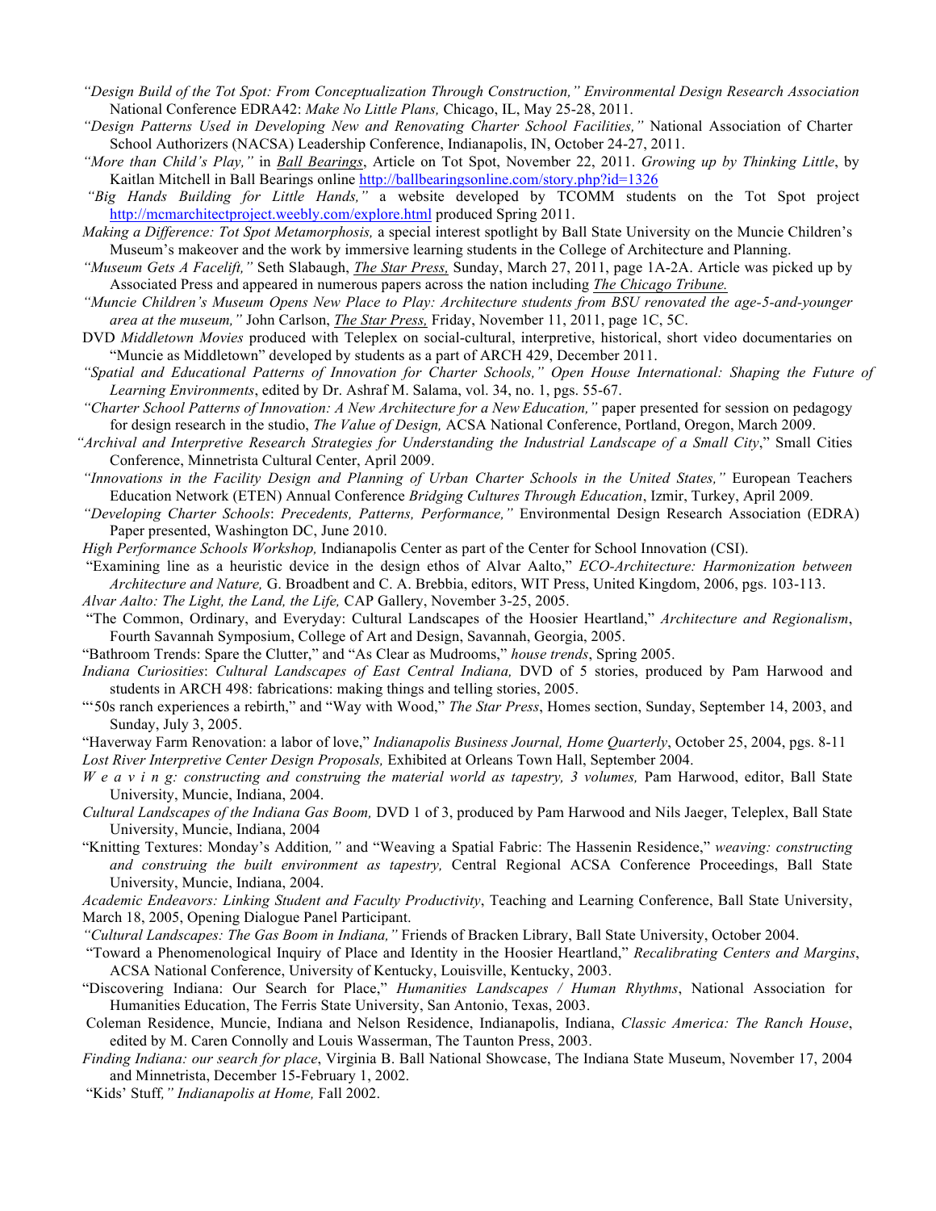*"Design Build of the Tot Spot: From Conceptualization Through Construction," Environmental Design Research Association* National Conference EDRA42: *Make No Little Plans,* Chicago, IL, May 25-28, 2011.

*"Design Patterns Used in Developing New and Renovating Charter School Facilities,"* National Association of Charter School Authorizers (NACSA) Leadership Conference, Indianapolis, IN, October 24-27, 2011.

*"More than Child's Play,"* in *Ball Bearings*, Article on Tot Spot, November 22, 2011. *Growing up by Thinking Little*, by Kaitlan Mitchell in Ball Bearings online http://ballbearingsonline.com/story.php?id=1326

*"Big Hands Building for Little Hands,"* a website developed by TCOMM students on the Tot Spot project http://mcmarchitectproject.weebly.com/explore.html produced Spring 2011.

*Making a Difference: Tot Spot Metamorphosis,* a special interest spotlight by Ball State University on the Muncie Children's Museum's makeover and the work by immersive learning students in the College of Architecture and Planning.

*"Museum Gets A Facelift,"* Seth Slabaugh, *The Star Press,* Sunday, March 27, 2011, page 1A-2A. Article was picked up by Associated Press and appeared in numerous papers across the nation including *The Chicago Tribune.*

*"Muncie Children's Museum Opens New Place to Play: Architecture students from BSU renovated the age-5-and-younger area at the museum,"* John Carlson, *The Star Press,* Friday, November 11, 2011, page 1C, 5C.

DVD *Middletown Movies* produced with Teleplex on social-cultural, interpretive, historical, short video documentaries on "Muncie as Middletown" developed by students as a part of ARCH 429, December 2011.

*"Spatial and Educational Patterns of Innovation for Charter Schools," Open House International: Shaping the Future of Learning Environments*, edited by Dr. Ashraf M. Salama, vol. 34, no. 1, pgs. 55-67.

*"Charter School Patterns of Innovation: A New Architecture for a New Education,"* paper presented for session on pedagogy for design research in the studio, *The Value of Design,* ACSA National Conference, Portland, Oregon, March 2009.

*"Archival and Interpretive Research Strategies for Understanding the Industrial Landscape of a Small City*," Small Cities Conference, Minnetrista Cultural Center, April 2009.

*"Innovations in the Facility Design and Planning of Urban Charter Schools in the United States,"* European Teachers Education Network (ETEN) Annual Conference *Bridging Cultures Through Education*, Izmir, Turkey, April 2009.

*"Developing Charter Schools*: *Precedents, Patterns, Performance,"* Environmental Design Research Association (EDRA) Paper presented, Washington DC, June 2010.

*High Performance Schools Workshop,* Indianapolis Center as part of the Center for School Innovation (CSI).

"Examining line as a heuristic device in the design ethos of Alvar Aalto," *ECO-Architecture: Harmonization between Architecture and Nature,* G. Broadbent and C. A. Brebbia, editors, WIT Press, United Kingdom, 2006, pgs. 103-113.

*Alvar Aalto: The Light, the Land, the Life,* CAP Gallery, November 3-25, 2005.

"The Common, Ordinary, and Everyday: Cultural Landscapes of the Hoosier Heartland," *Architecture and Regionalism*, Fourth Savannah Symposium, College of Art and Design, Savannah, Georgia, 2005.

"Bathroom Trends: Spare the Clutter," and "As Clear as Mudrooms," *house trends*, Spring 2005.

*Indiana Curiosities*: *Cultural Landscapes of East Central Indiana,* DVD of 5 stories, produced by Pam Harwood and students in ARCH 498: fabrications: making things and telling stories, 2005.

"'50s ranch experiences a rebirth," and "Way with Wood," *The Star Press*, Homes section, Sunday, September 14, 2003, and Sunday, July 3, 2005.

"Haverway Farm Renovation: a labor of love," *Indianapolis Business Journal, Home Quarterly*, October 25, 2004, pgs. 8-11

*Lost River Interpretive Center Design Proposals,* Exhibited at Orleans Town Hall, September 2004.

*W e a v i n g: constructing and construing the material world as tapestry, 3 volumes,* Pam Harwood, editor, Ball State University, Muncie, Indiana, 2004.

*Cultural Landscapes of the Indiana Gas Boom,* DVD 1 of 3, produced by Pam Harwood and Nils Jaeger, Teleplex, Ball State University, Muncie, Indiana, 2004

"Knitting Textures: Monday's Addition*,"* and "Weaving a Spatial Fabric: The Hassenin Residence," *weaving: constructing and construing the built environment as tapestry,* Central Regional ACSA Conference Proceedings, Ball State University, Muncie, Indiana, 2004.

*Academic Endeavors: Linking Student and Faculty Productivity*, Teaching and Learning Conference, Ball State University, March 18, 2005, Opening Dialogue Panel Participant.

*"Cultural Landscapes: The Gas Boom in Indiana,"* Friends of Bracken Library, Ball State University, October 2004.

"Toward a Phenomenological Inquiry of Place and Identity in the Hoosier Heartland," *Recalibrating Centers and Margins*, ACSA National Conference, University of Kentucky, Louisville, Kentucky, 2003.

"Discovering Indiana: Our Search for Place," *Humanities Landscapes / Human Rhythms*, National Association for Humanities Education, The Ferris State University, San Antonio, Texas, 2003.

Coleman Residence, Muncie, Indiana and Nelson Residence, Indianapolis, Indiana, *Classic America: The Ranch House*, edited by M. Caren Connolly and Louis Wasserman, The Taunton Press, 2003.

*Finding Indiana: our search for place*, Virginia B. Ball National Showcase, The Indiana State Museum, November 17, 2004 and Minnetrista, December 15-February 1, 2002.

"Kids' Stuff*," Indianapolis at Home,* Fall 2002.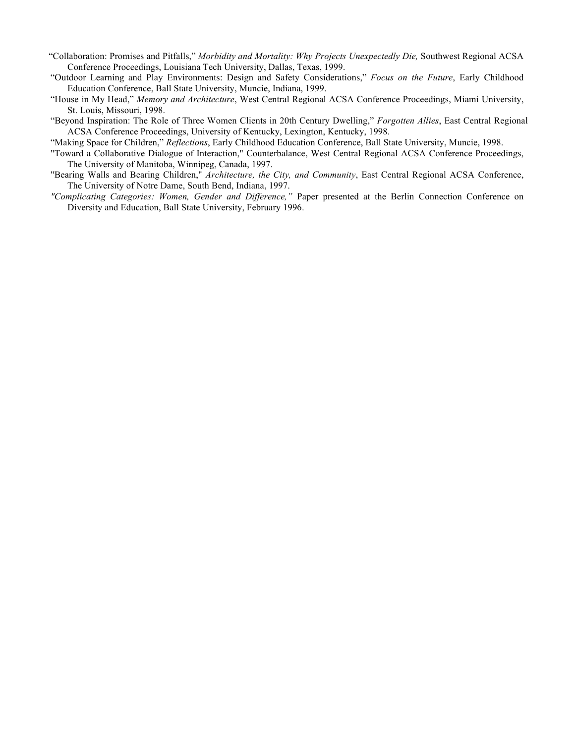"Collaboration: Promises and Pitfalls," *Morbidity and Mortality: Why Projects Unexpectedly Die,* Southwest Regional ACSA Conference Proceedings, Louisiana Tech University, Dallas, Texas, 1999.

"Outdoor Learning and Play Environments: Design and Safety Considerations," *Focus on the Future*, Early Childhood Education Conference, Ball State University, Muncie, Indiana, 1999.

"House in My Head," *Memory and Architecture*, West Central Regional ACSA Conference Proceedings, Miami University, St. Louis, Missouri, 1998.

"Beyond Inspiration: The Role of Three Women Clients in 20th Century Dwelling," *Forgotten Allies*, East Central Regional ACSA Conference Proceedings, University of Kentucky, Lexington, Kentucky, 1998.

"Making Space for Children," *Reflections*, Early Childhood Education Conference, Ball State University, Muncie, 1998.

"Toward a Collaborative Dialogue of Interaction," Counterbalance, West Central Regional ACSA Conference Proceedings, The University of Manitoba, Winnipeg, Canada, 1997.

"Bearing Walls and Bearing Children," *Architecture, the City, and Community*, East Central Regional ACSA Conference, The University of Notre Dame, South Bend, Indiana, 1997.

*"Complicating Categories: Women, Gender and Difference,"* Paper presented at the Berlin Connection Conference on Diversity and Education, Ball State University, February 1996.